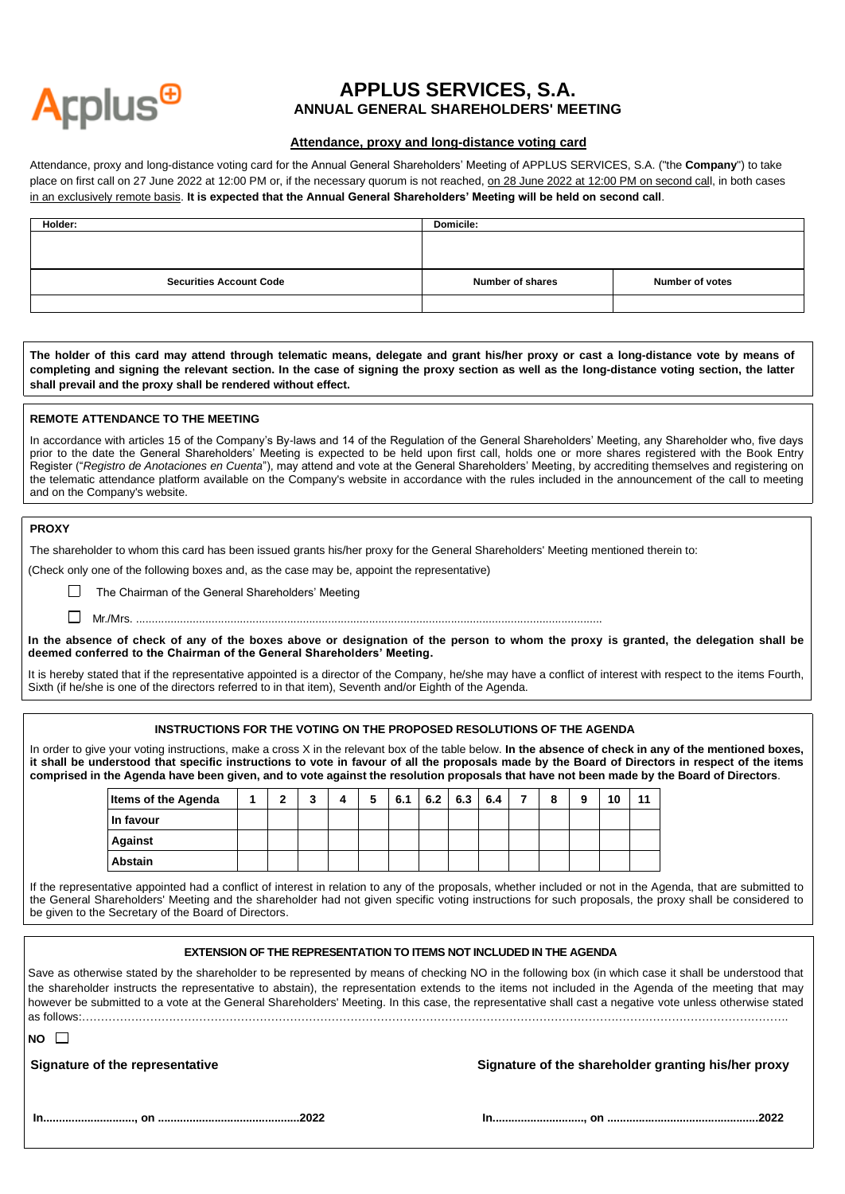Applus⊕

# APPLUS SERVICES, S.A.
## ANNUAL GENERAL SHAREHOLDERS' MEETING

### Attendance, proxy and long-distance voting card

Attendance, proxy and long-distance voting card for the Annual General Shareholders' Meeting of APPLUS SERVICES, S.A. ("the **Company**") to take place on first call on 27 June 2022 at 12:00 PM or, if the necessary quorum is not reached, on 28 June 2022 at 12:00 PM on second call, in both cases in an exclusively remote basis. **It is expected that the Annual General Shareholders' Meeting will be held on second call**.

| Holder: | Domicile: | |
|---|---|---|
| | | |
| **Securities Account Code** | **Number of shares** | **Number of votes** |
| | | |

**The holder of this card may attend through telematic means, delegate and grant his/her proxy or cast a long-distance vote by means of completing and signing the relevant section. In the case of signing the proxy section as well as the long-distance voting section, the latter shall prevail and the proxy shall be rendered without effect.**

**REMOTE ATTENDANCE TO THE MEETING**

In accordance with articles 15 of the Company's By-laws and 14 of the Regulation of the General Shareholders' Meeting, any Shareholder who, five days prior to the date the General Shareholders' Meeting is expected to be held upon first call, holds one or more shares registered with the Book Entry Register ("*Registro de Anotaciones en Cuenta*"), may attend and vote at the General Shareholders' Meeting, by accrediting themselves and registering on the telematic attendance platform available on the Company's website in accordance with the rules included in the announcement of the call to meeting and on the Company's website.

**PROXY**

The shareholder to whom this card has been issued grants his/her proxy for the General Shareholders' Meeting mentioned therein to:

(Check only one of the following boxes and, as the case may be, appoint the representative)

☐ The Chairman of the General Shareholders' Meeting

☐ Mr./Mrs. ..................................................................................................................................................

**In the absence of check of any of the boxes above or designation of the person to whom the proxy is granted, the delegation shall be deemed conferred to the Chairman of the General Shareholders' Meeting.**

It is hereby stated that if the representative appointed is a director of the Company, he/she may have a conflict of interest with respect to the items Fourth, Sixth (if he/she is one of the directors referred to in that item), Seventh and/or Eighth of the Agenda.

**INSTRUCTIONS FOR THE VOTING ON THE PROPOSED RESOLUTIONS OF THE AGENDA**

In order to give your voting instructions, make a cross X in the relevant box of the table below. **In the absence of check in any of the mentioned boxes, it shall be understood that specific instructions to vote in favour of all the proposals made by the Board of Directors in respect of the items comprised in the Agenda have been given, and to vote against the resolution proposals that have not been made by the Board of Directors**.

| Items of the Agenda | 1 | 2 | 3 | 4 | 5 | 6.1 | 6.2 | 6.3 | 6.4 | 7 | 8 | 9 | 10 | 11 |
|---|---|---|---|---|---|---|---|---|---|---|---|---|---|---|
| In favour | | | | | | | | | | | | | | |
| Against | | | | | | | | | | | | | | |
| Abstain | | | | | | | | | | | | | | |

If the representative appointed had a conflict of interest in relation to any of the proposals, whether included or not in the Agenda, that are submitted to the General Shareholders' Meeting and the shareholder had not given specific voting instructions for such proposals, the proxy shall be considered to be given to the Secretary of the Board of Directors.

**EXTENSION OF THE REPRESENTATION TO ITEMS NOT INCLUDED IN THE AGENDA**

Save as otherwise stated by the shareholder to be represented by means of checking NO in the following box (in which case it shall be understood that the shareholder instructs the representative to abstain), the representation extends to the items not included in the Agenda of the meeting that may however be submitted to a vote at the General Shareholders' Meeting. In this case, the representative shall cast a negative vote unless otherwise stated as follows:……………………………………………………………………………………………………………………………………………………………

**NO** ☐

**Signature of the representative**

**Signature of the shareholder granting his/her proxy**

**In.............................., on .............................................2022**

**In.............................., on ...............................................2022**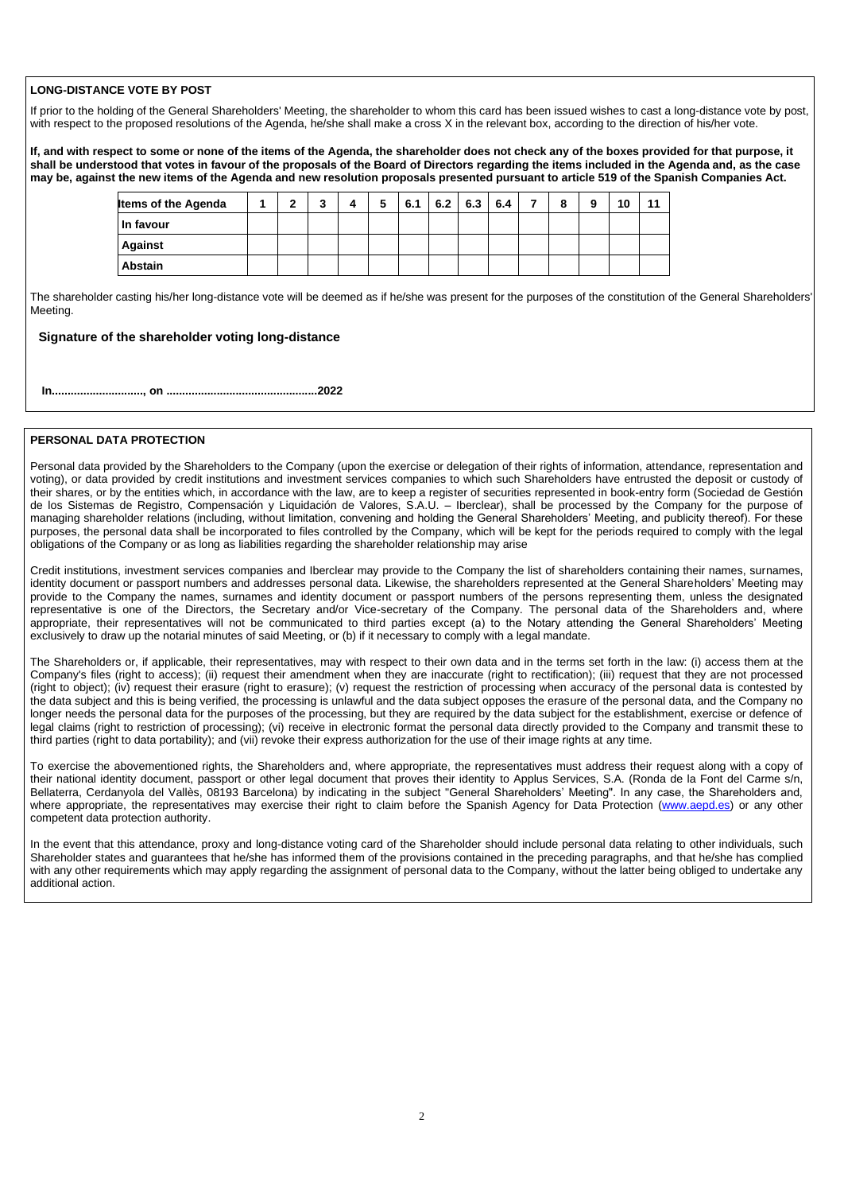**LONG-DISTANCE VOTE BY POST**

If prior to the holding of the General Shareholders' Meeting, the shareholder to whom this card has been issued wishes to cast a long-distance vote by post, with respect to the proposed resolutions of the Agenda, he/she shall make a cross X in the relevant box, according to the direction of his/her vote.

**If, and with respect to some or none of the items of the Agenda, the shareholder does not check any of the boxes provided for that purpose, it shall be understood that votes in favour of the proposals of the Board of Directors regarding the items included in the Agenda and, as the case may be, against the new items of the Agenda and new resolution proposals presented pursuant to article 519 of the Spanish Companies Act.**

| Items of the Agenda | 1 | 2 | 3 | 4 | 5 | 6.1 | 6.2 | 6.3 | 6.4 | 7 | 8 | 9 | 10 | 11 |
|---|---|---|---|---|---|---|---|---|---|---|---|---|---|---|
| In favour | | | | | | | | | | | | | | |
| Against | | | | | | | | | | | | | | |
| Abstain | | | | | | | | | | | | | | |

The shareholder casting his/her long-distance vote will be deemed as if he/she was present for the purposes of the constitution of the General Shareholders' Meeting.

**Signature of the shareholder voting long-distance**

**In............................., on ...............................................2022**

**PERSONAL DATA PROTECTION**

Personal data provided by the Shareholders to the Company (upon the exercise or delegation of their rights of information, attendance, representation and voting), or data provided by credit institutions and investment services companies to which such Shareholders have entrusted the deposit or custody of their shares, or by the entities which, in accordance with the law, are to keep a register of securities represented in book-entry form (Sociedad de Gestión de los Sistemas de Registro, Compensación y Liquidación de Valores, S.A.U. – Iberclear), shall be processed by the Company for the purpose of managing shareholder relations (including, without limitation, convening and holding the General Shareholders' Meeting, and publicity thereof). For these purposes, the personal data shall be incorporated to files controlled by the Company, which will be kept for the periods required to comply with the legal obligations of the Company or as long as liabilities regarding the shareholder relationship may arise

Credit institutions, investment services companies and Iberclear may provide to the Company the list of shareholders containing their names, surnames, identity document or passport numbers and addresses personal data. Likewise, the shareholders represented at the General Shareholders' Meeting may provide to the Company the names, surnames and identity document or passport numbers of the persons representing them, unless the designated representative is one of the Directors, the Secretary and/or Vice-secretary of the Company. The personal data of the Shareholders and, where appropriate, their representatives will not be communicated to third parties except (a) to the Notary attending the General Shareholders' Meeting exclusively to draw up the notarial minutes of said Meeting, or (b) if it necessary to comply with a legal mandate.

The Shareholders or, if applicable, their representatives, may with respect to their own data and in the terms set forth in the law: (i) access them at the Company's files (right to access); (ii) request their amendment when they are inaccurate (right to rectification); (iii) request that they are not processed (right to object); (iv) request their erasure (right to erasure); (v) request the restriction of processing when accuracy of the personal data is contested by the data subject and this is being verified, the processing is unlawful and the data subject opposes the erasure of the personal data, and the Company no longer needs the personal data for the purposes of the processing, but they are required by the data subject for the establishment, exercise or defence of legal claims (right to restriction of processing); (vi) receive in electronic format the personal data directly provided to the Company and transmit these to third parties (right to data portability); and (vii) revoke their express authorization for the use of their image rights at any time.

To exercise the abovementioned rights, the Shareholders and, where appropriate, the representatives must address their request along with a copy of their national identity document, passport or other legal document that proves their identity to Applus Services, S.A. (Ronda de la Font del Carme s/n, Bellaterra, Cerdanyola del Vallès, 08193 Barcelona) by indicating in the subject "General Shareholders' Meeting". In any case, the Shareholders and, where appropriate, the representatives may exercise their right to claim before the Spanish Agency for Data Protection (www.aepd.es) or any other competent data protection authority.

In the event that this attendance, proxy and long-distance voting card of the Shareholder should include personal data relating to other individuals, such Shareholder states and guarantees that he/she has informed them of the provisions contained in the preceding paragraphs, and that he/she has complied with any other requirements which may apply regarding the assignment of personal data to the Company, without the latter being obliged to undertake any additional action.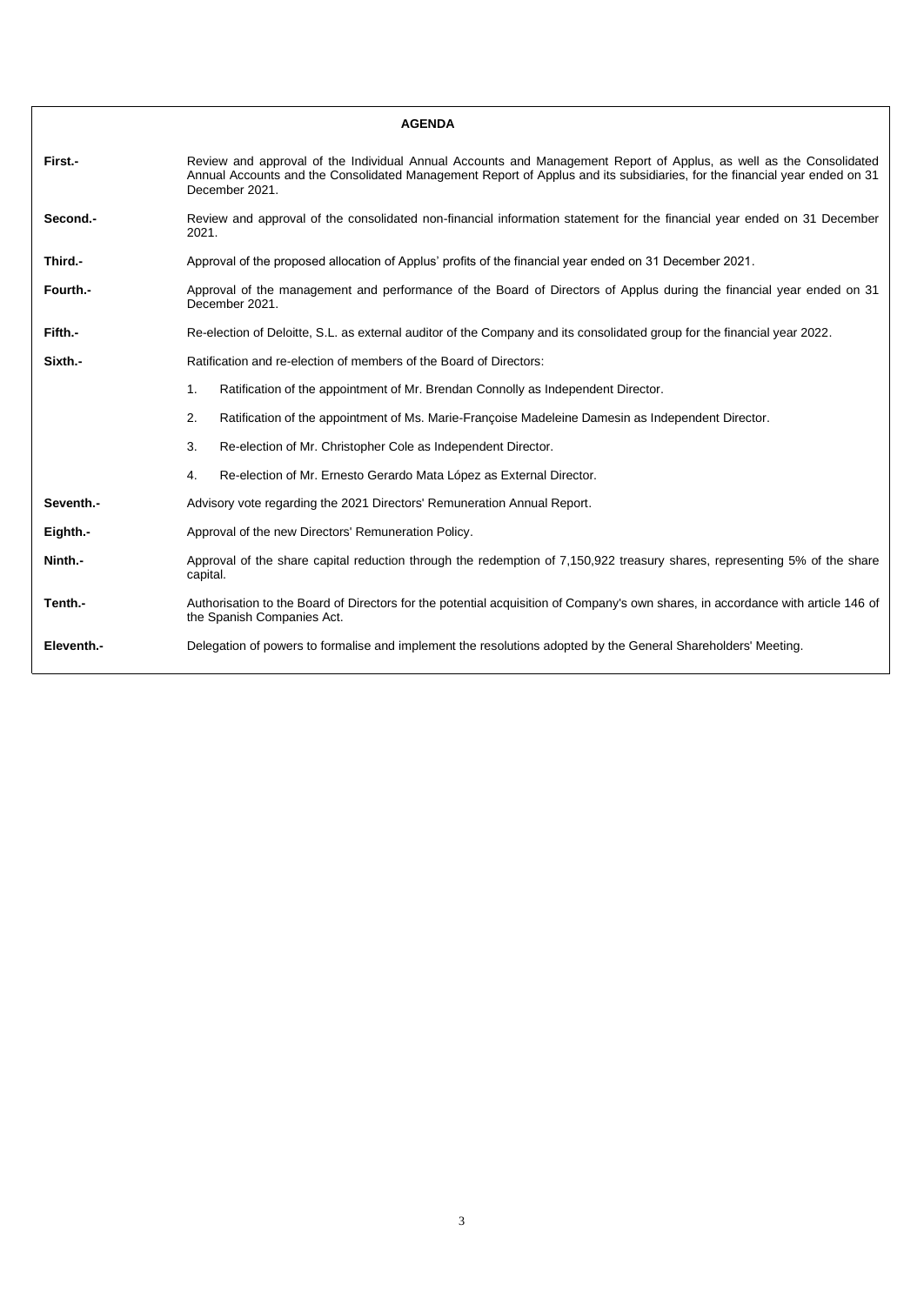## AGENDA

| | |
|---|---|
| **First.-** | Review and approval of the Individual Annual Accounts and Management Report of Applus, as well as the Consolidated Annual Accounts and the Consolidated Management Report of Applus and its subsidiaries, for the financial year ended on 31 December 2021. |
| **Second.-** | Review and approval of the consolidated non-financial information statement for the financial year ended on 31 December 2021. |
| **Third.-** | Approval of the proposed allocation of Applus' profits of the financial year ended on 31 December 2021. |
| **Fourth.-** | Approval of the management and performance of the Board of Directors of Applus during the financial year ended on 31 December 2021. |
| **Fifth.-** | Re-election of Deloitte, S.L. as external auditor of the Company and its consolidated group for the financial year 2022. |
| **Sixth.-** | Ratification and re-election of members of the Board of Directors:<br>1. Ratification of the appointment of Mr. Brendan Connolly as Independent Director.<br>2. Ratification of the appointment of Ms. Marie-Françoise Madeleine Damesin as Independent Director.<br>3. Re-election of Mr. Christopher Cole as Independent Director.<br>4. Re-election of Mr. Ernesto Gerardo Mata López as External Director. |
| **Seventh.-** | Advisory vote regarding the 2021 Directors' Remuneration Annual Report. |
| **Eighth.-** | Approval of the new Directors' Remuneration Policy. |
| **Ninth.-** | Approval of the share capital reduction through the redemption of 7,150,922 treasury shares, representing 5% of the share capital. |
| **Tenth.-** | Authorisation to the Board of Directors for the potential acquisition of Company's own shares, in accordance with article 146 of the Spanish Companies Act. |
| **Eleventh.-** | Delegation of powers to formalise and implement the resolutions adopted by the General Shareholders' Meeting. |